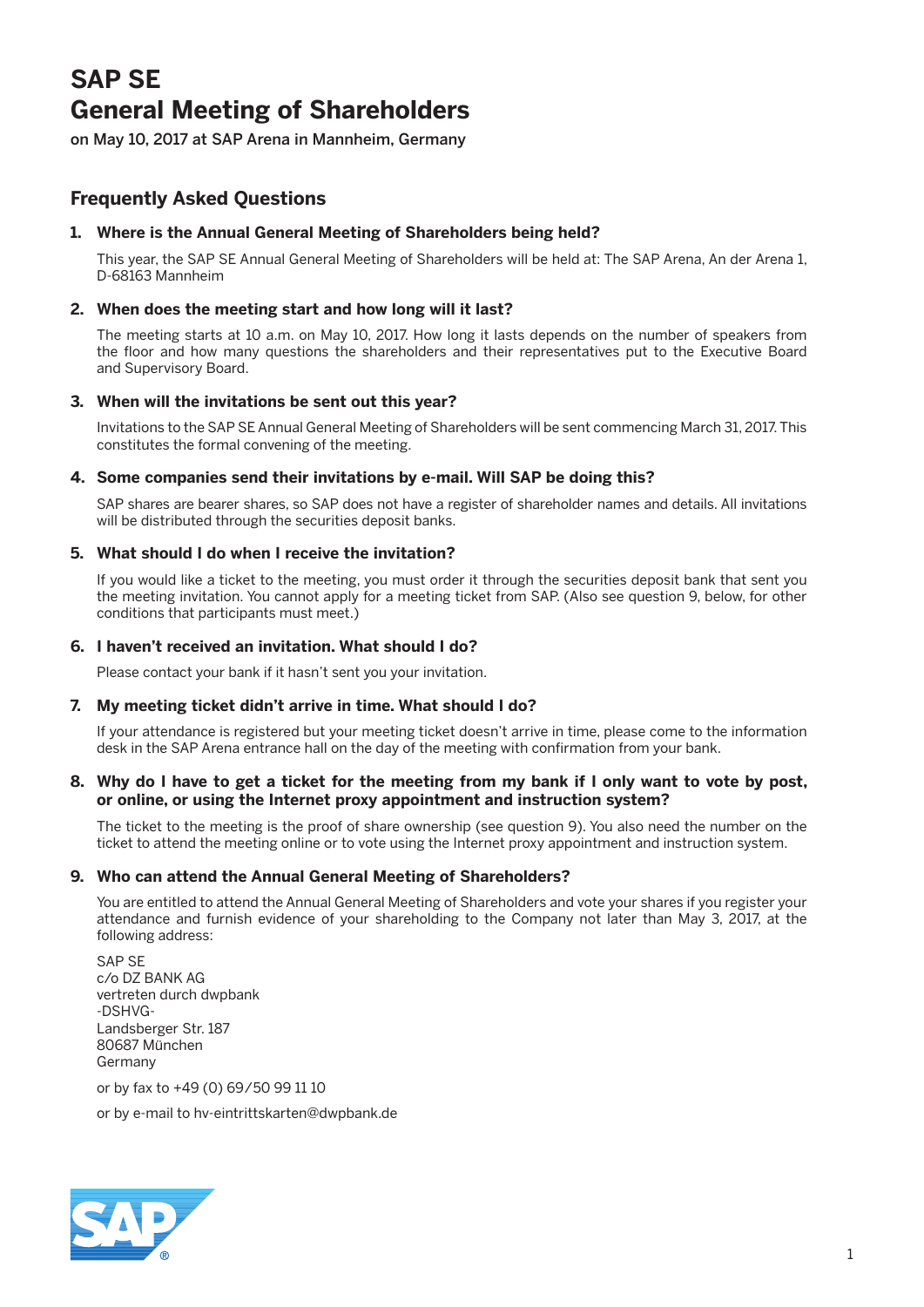# SAP SE
# General Meeting of Shareholders

on May 10, 2017 at SAP Arena in Mannheim, Germany

## Frequently Asked Questions

### 1. Where is the Annual General Meeting of Shareholders being held?

This year, the SAP SE Annual General Meeting of Shareholders will be held at: The SAP Arena, An der Arena 1, D-68163 Mannheim

### 2. When does the meeting start and how long will it last?

The meeting starts at 10 a.m. on May 10, 2017. How long it lasts depends on the number of speakers from the floor and how many questions the shareholders and their representatives put to the Executive Board and Supervisory Board.

### 3. When will the invitations be sent out this year?

Invitations to the SAP SE Annual General Meeting of Shareholders will be sent commencing March 31, 2017. This constitutes the formal convening of the meeting.

### 4. Some companies send their invitations by e-mail. Will SAP be doing this?

SAP shares are bearer shares, so SAP does not have a register of shareholder names and details. All invitations will be distributed through the securities deposit banks.

### 5. What should I do when I receive the invitation?

If you would like a ticket to the meeting, you must order it through the securities deposit bank that sent you the meeting invitation. You cannot apply for a meeting ticket from SAP. (Also see question 9, below, for other conditions that participants must meet.)

### 6. I haven't received an invitation. What should I do?

Please contact your bank if it hasn't sent you your invitation.

### 7. My meeting ticket didn't arrive in time. What should I do?

If your attendance is registered but your meeting ticket doesn't arrive in time, please come to the information desk in the SAP Arena entrance hall on the day of the meeting with confirmation from your bank.

### 8. Why do I have to get a ticket for the meeting from my bank if I only want to vote by post, or online, or using the Internet proxy appointment and instruction system?

The ticket to the meeting is the proof of share ownership (see question 9). You also need the number on the ticket to attend the meeting online or to vote using the Internet proxy appointment and instruction system.

### 9. Who can attend the Annual General Meeting of Shareholders?

You are entitled to attend the Annual General Meeting of Shareholders and vote your shares if you register your attendance and furnish evidence of your shareholding to the Company not later than May 3, 2017, at the following address:

SAP SE
c/o DZ BANK AG
vertreten durch dwpbank
-DSHVG-
Landsberger Str. 187
80687 München
Germany

or by fax to +49 (0) 69/50 99 11 10

or by e-mail to hv-eintrittskarten@dwpbank.de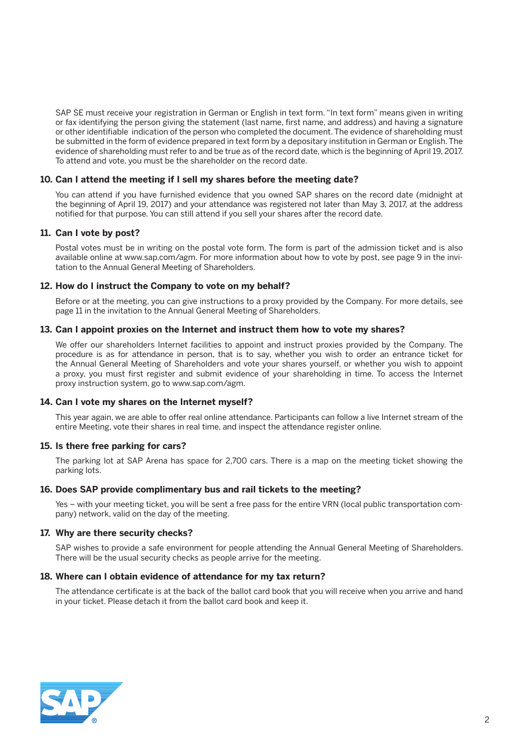SAP SE must receive your registration in German or English in text form. "In text form" means given in writing or fax identifying the person giving the statement (last name, first name, and address) and having a signature or other identifiable indication of the person who completed the document. The evidence of shareholding must be submitted in the form of evidence prepared in text form by a depositary institution in German or English. The evidence of shareholding must refer to and be true as of the record date, which is the beginning of April 19, 2017. To attend and vote, you must be the shareholder on the record date.

### 10. Can I attend the meeting if I sell my shares before the meeting date?

You can attend if you have furnished evidence that you owned SAP shares on the record date (midnight at the beginning of April 19, 2017) and your attendance was registered not later than May 3, 2017, at the address notified for that purpose. You can still attend if you sell your shares after the record date.

### 11. Can I vote by post?

Postal votes must be in writing on the postal vote form. The form is part of the admission ticket and is also available online at www.sap.com/agm. For more information about how to vote by post, see page 9 in the invitation to the Annual General Meeting of Shareholders.

### 12. How do I instruct the Company to vote on my behalf?

Before or at the meeting, you can give instructions to a proxy provided by the Company. For more details, see page 11 in the invitation to the Annual General Meeting of Shareholders.

### 13. Can I appoint proxies on the Internet and instruct them how to vote my shares?

We offer our shareholders Internet facilities to appoint and instruct proxies provided by the Company. The procedure is as for attendance in person, that is to say, whether you wish to order an entrance ticket for the Annual General Meeting of Shareholders and vote your shares yourself, or whether you wish to appoint a proxy, you must first register and submit evidence of your shareholding in time. To access the Internet proxy instruction system, go to www.sap.com/agm.

### 14. Can I vote my shares on the Internet myself?

This year again, we are able to offer real online attendance. Participants can follow a live Internet stream of the entire Meeting, vote their shares in real time, and inspect the attendance register online.

### 15. Is there free parking for cars?

The parking lot at SAP Arena has space for 2,700 cars. There is a map on the meeting ticket showing the parking lots.

### 16. Does SAP provide complimentary bus and rail tickets to the meeting?

Yes – with your meeting ticket, you will be sent a free pass for the entire VRN (local public transportation company) network, valid on the day of the meeting.

### 17. Why are there security checks?

SAP wishes to provide a safe environment for people attending the Annual General Meeting of Shareholders. There will be the usual security checks as people arrive for the meeting.

### 18. Where can I obtain evidence of attendance for my tax return?

The attendance certificate is at the back of the ballot card book that you will receive when you arrive and hand in your ticket. Please detach it from the ballot card book and keep it.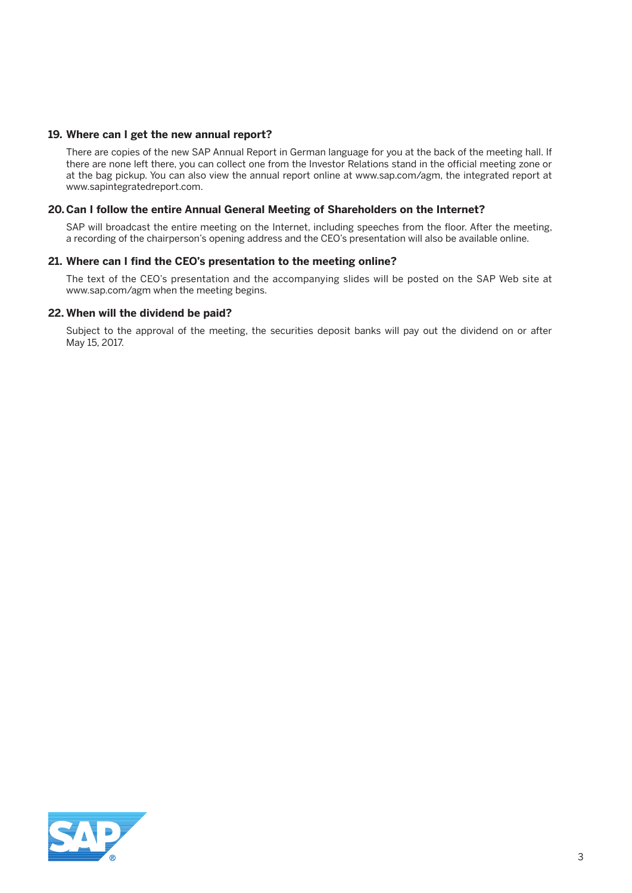### 19. Where can I get the new annual report?

There are copies of the new SAP Annual Report in German language for you at the back of the meeting hall. If there are none left there, you can collect one from the Investor Relations stand in the official meeting zone or at the bag pickup. You can also view the annual report online at www.sap.com/agm, the integrated report at www.sapintegratedreport.com.

### 20. Can I follow the entire Annual General Meeting of Shareholders on the Internet?

SAP will broadcast the entire meeting on the Internet, including speeches from the floor. After the meeting, a recording of the chairperson's opening address and the CEO's presentation will also be available online.

### 21. Where can I find the CEO's presentation to the meeting online?

The text of the CEO's presentation and the accompanying slides will be posted on the SAP Web site at www.sap.com/agm when the meeting begins.

### 22. When will the dividend be paid?

Subject to the approval of the meeting, the securities deposit banks will pay out the dividend on or after May 15, 2017.